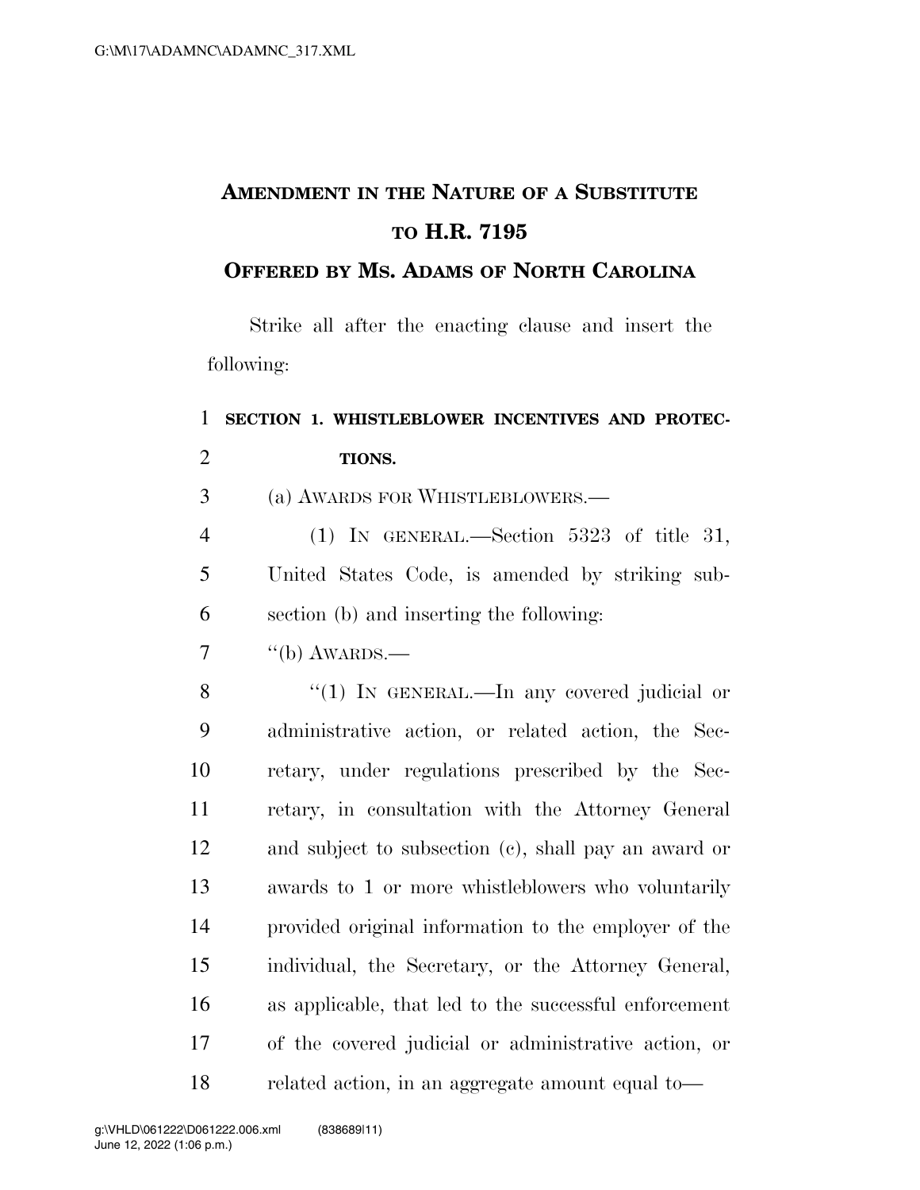# AMENDMENT IN THE NATURE OF A SUBSTITUTE TO H.R. 7195

## OFFERED BY MS. ADAMS OF NORTH CAROLINA

Strike all after the enacting clause and insert the following:

**SECTION 1. WHISTLEBLOWER INCENTIVES AND PROTECTIONS.**

(a) AWARDS FOR WHISTLEBLOWERS.—

(1) IN GENERAL.—Section 5323 of title 31, United States Code, is amended by striking subsection (b) and inserting the following:

"(b) AWARDS.—

"(1) IN GENERAL.—In any covered judicial or administrative action, or related action, the Secretary, under regulations prescribed by the Secretary, in consultation with the Attorney General and subject to subsection (c), shall pay an award or awards to 1 or more whistleblowers who voluntarily provided original information to the employer of the individual, the Secretary, or the Attorney General, as applicable, that led to the successful enforcement of the covered judicial or administrative action, or related action, in an aggregate amount equal to—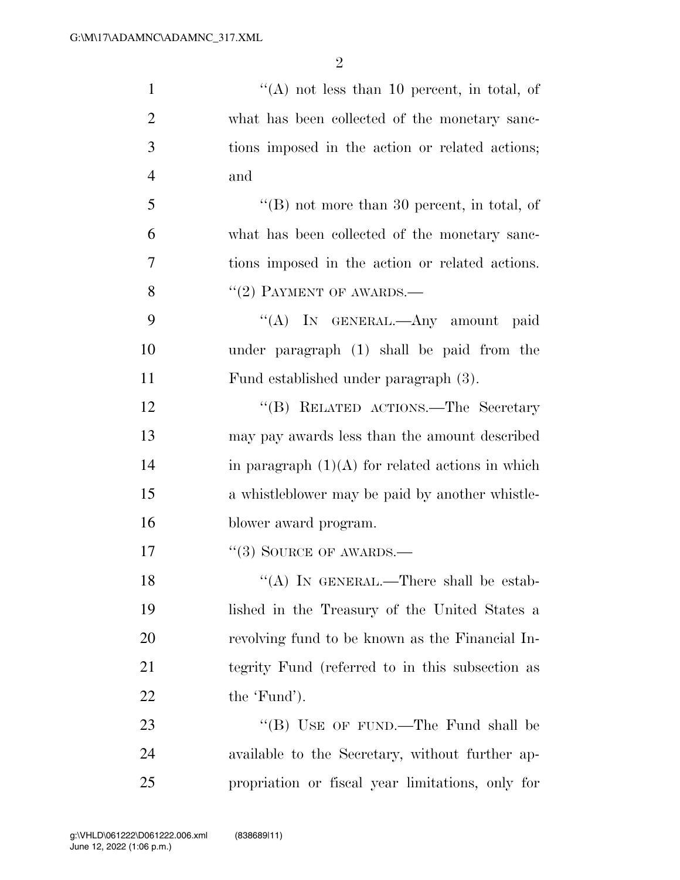"(A) not less than 10 percent, in total, of what has been collected of the monetary sanctions imposed in the action or related actions; and

"(B) not more than 30 percent, in total, of what has been collected of the monetary sanctions imposed in the action or related actions.

"(2) PAYMENT OF AWARDS.—

"(A) IN GENERAL.—Any amount paid under paragraph (1) shall be paid from the Fund established under paragraph (3).

"(B) RELATED ACTIONS.—The Secretary may pay awards less than the amount described in paragraph (1)(A) for related actions in which a whistleblower may be paid by another whistleblower award program.

"(3) SOURCE OF AWARDS.—

"(A) IN GENERAL.—There shall be established in the Treasury of the United States a revolving fund to be known as the Financial Integrity Fund (referred to in this subsection as the 'Fund').

"(B) USE OF FUND.—The Fund shall be available to the Secretary, without further appropriation or fiscal year limitations, only for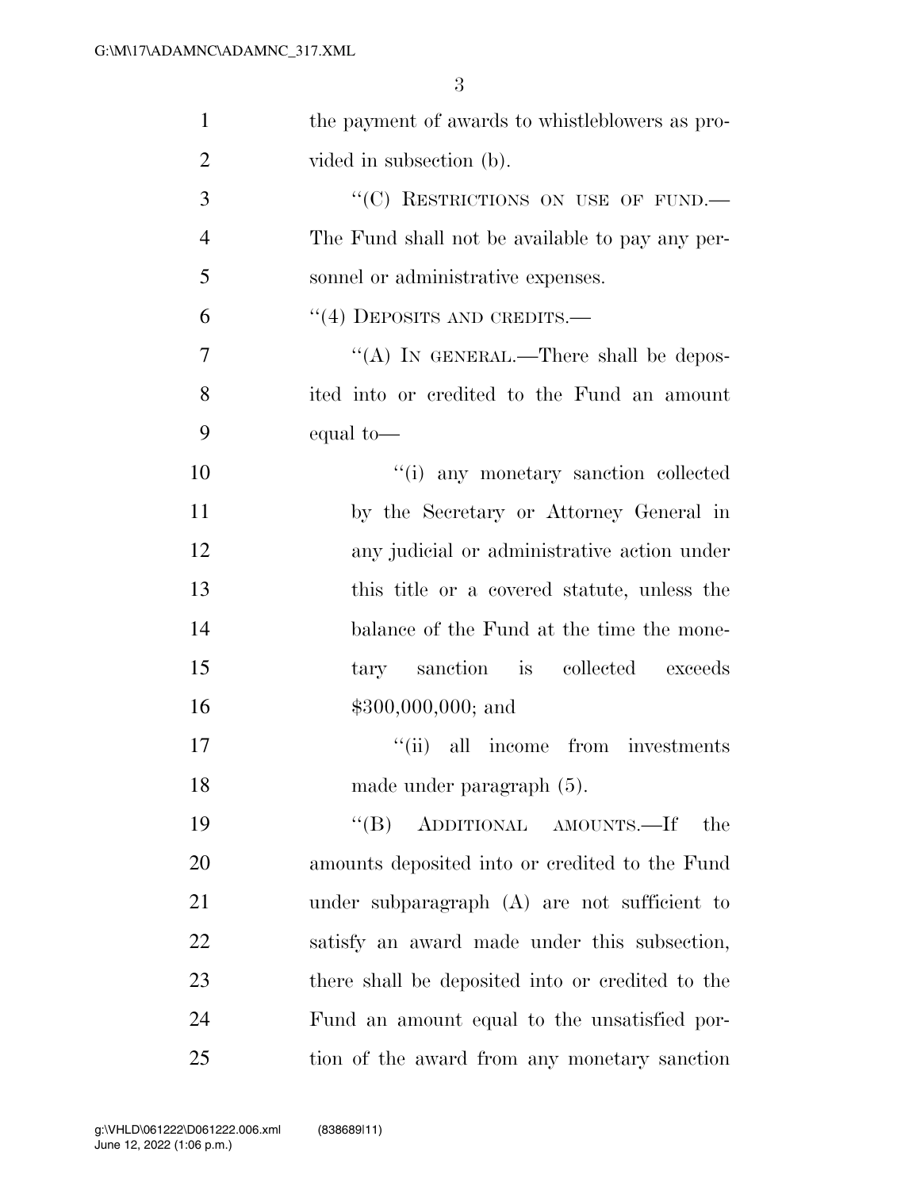the payment of awards to whistleblowers as provided in subsection (b).

"(C) RESTRICTIONS ON USE OF FUND.—The Fund shall not be available to pay any personnel or administrative expenses.

"(4) DEPOSITS AND CREDITS.—

"(A) IN GENERAL.—There shall be deposited into or credited to the Fund an amount equal to—

"(i) any monetary sanction collected by the Secretary or Attorney General in any judicial or administrative action under this title or a covered statute, unless the balance of the Fund at the time the monetary sanction is collected exceeds $300,000,000; and

"(ii) all income from investments made under paragraph (5).

"(B) ADDITIONAL AMOUNTS.—If the amounts deposited into or credited to the Fund under subparagraph (A) are not sufficient to satisfy an award made under this subsection, there shall be deposited into or credited to the Fund an amount equal to the unsatisfied portion of the award from any monetary sanction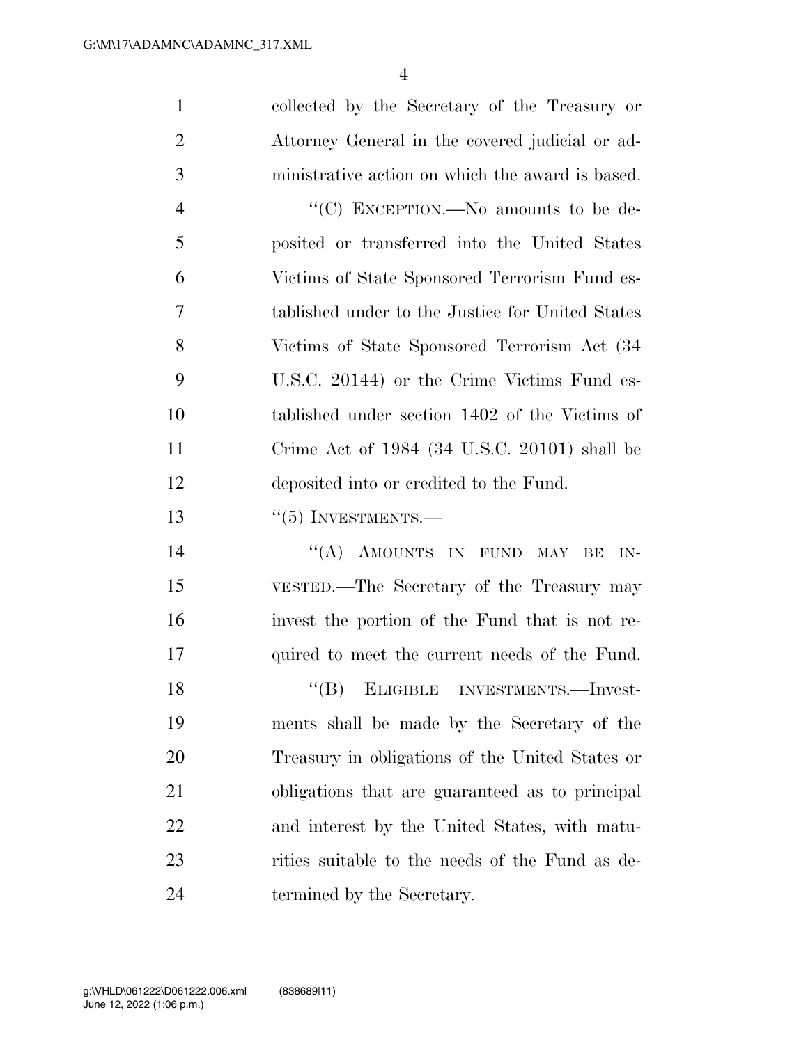collected by the Secretary of the Treasury or Attorney General in the covered judicial or administrative action on which the award is based.

"(C) EXCEPTION.—No amounts to be deposited or transferred into the United States Victims of State Sponsored Terrorism Fund established under to the Justice for United States Victims of State Sponsored Terrorism Act (34 U.S.C. 20144) or the Crime Victims Fund established under section 1402 of the Victims of Crime Act of 1984 (34 U.S.C. 20101) shall be deposited into or credited to the Fund.

"(5) INVESTMENTS.—

"(A) AMOUNTS IN FUND MAY BE INVESTED.—The Secretary of the Treasury may invest the portion of the Fund that is not required to meet the current needs of the Fund.

"(B) ELIGIBLE INVESTMENTS.—Investments shall be made by the Secretary of the Treasury in obligations of the United States or obligations that are guaranteed as to principal and interest by the United States, with maturities suitable to the needs of the Fund as determined by the Secretary.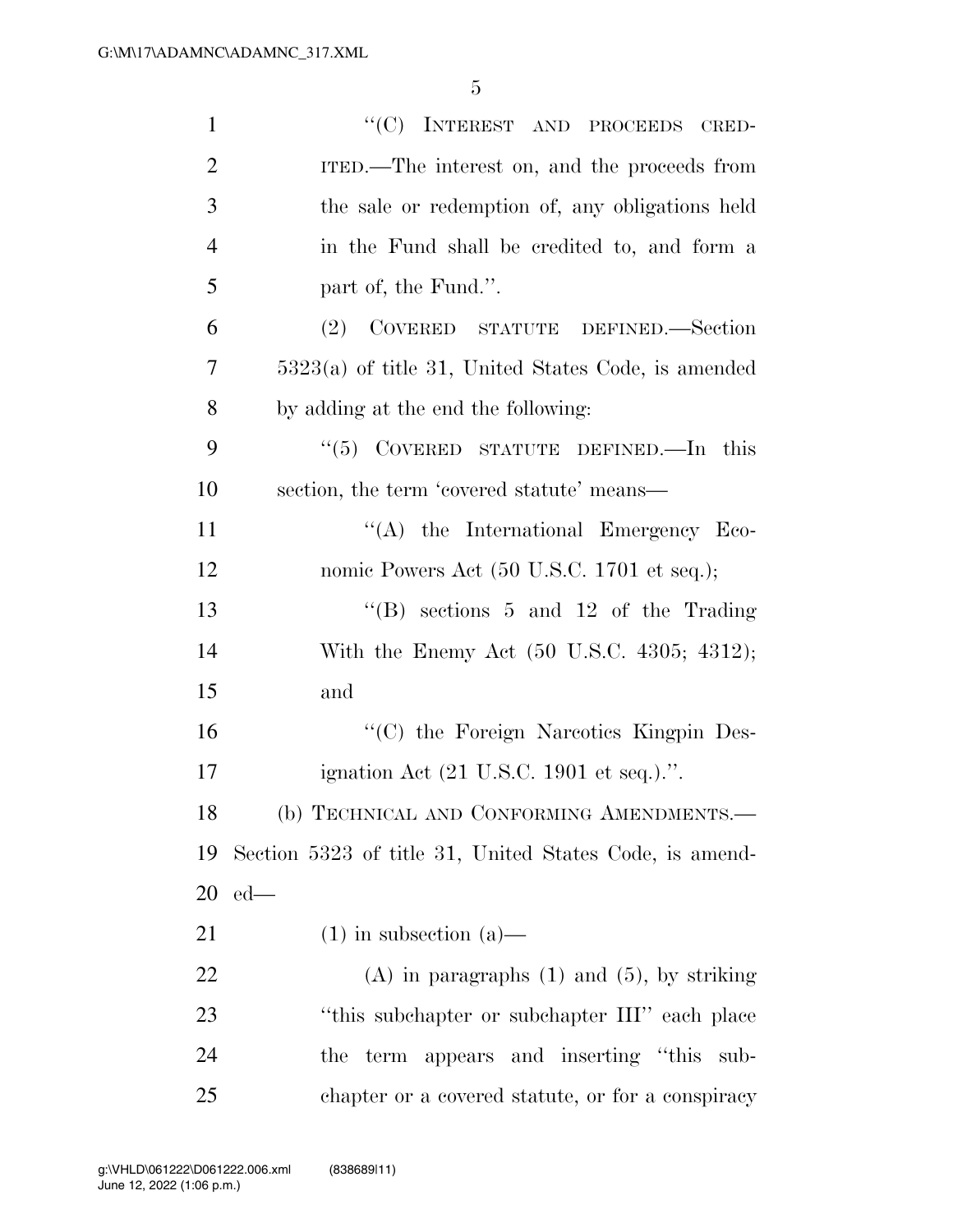"(C) INTEREST AND PROCEEDS CREDITED.—The interest on, and the proceeds from the sale or redemption of, any obligations held in the Fund shall be credited to, and form a part of, the Fund.".

(2) COVERED STATUTE DEFINED.—Section 5323(a) of title 31, United States Code, is amended by adding at the end the following:

"(5) COVERED STATUTE DEFINED.—In this section, the term 'covered statute' means—

"(A) the International Emergency Economic Powers Act (50 U.S.C. 1701 et seq.);

"(B) sections 5 and 12 of the Trading With the Enemy Act (50 U.S.C. 4305; 4312); and

"(C) the Foreign Narcotics Kingpin Designation Act (21 U.S.C. 1901 et seq.).".

(b) TECHNICAL AND CONFORMING AMENDMENTS.—Section 5323 of title 31, United States Code, is amended—

(1) in subsection (a)—

(A) in paragraphs (1) and (5), by striking "this subchapter or subchapter III" each place the term appears and inserting "this subchapter or a covered statute, or for a conspiracy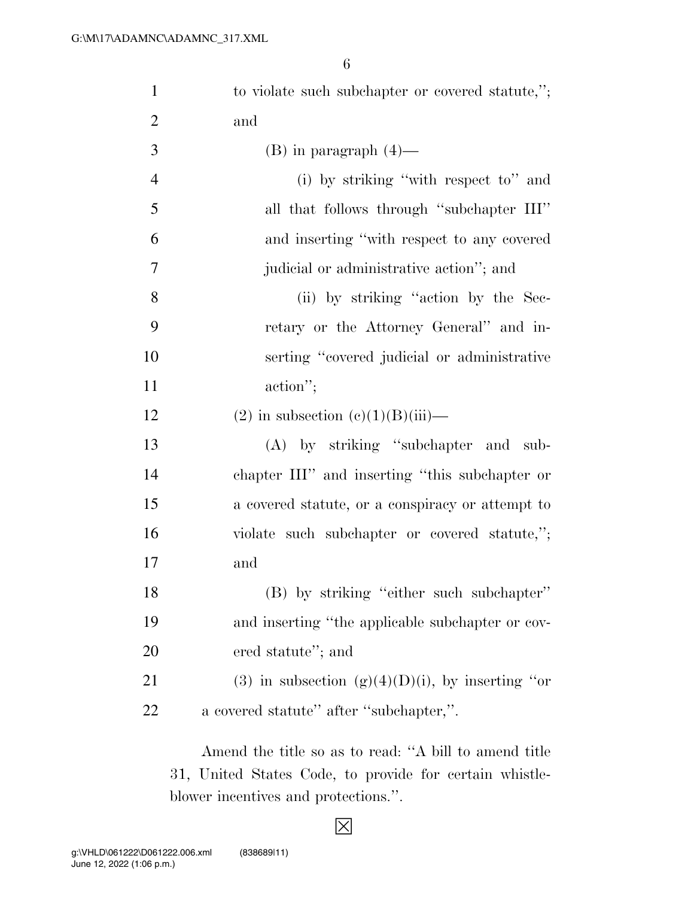to violate such subchapter or covered statute,''; and

(B) in paragraph (4)—

(i) by striking ''with respect to'' and all that follows through ''subchapter III'' and inserting ''with respect to any covered judicial or administrative action''; and

(ii) by striking ''action by the Secretary or the Attorney General'' and inserting ''covered judicial or administrative action'';

(2) in subsection (c)(1)(B)(iii)—

(A) by striking ''subchapter and subchapter III'' and inserting ''this subchapter or a covered statute, or a conspiracy or attempt to violate such subchapter or covered statute,''; and

(B) by striking ''either such subchapter'' and inserting ''the applicable subchapter or covered statute''; and

(3) in subsection (g)(4)(D)(i), by inserting ''or a covered statute'' after ''subchapter,''.

Amend the title so as to read: ''A bill to amend title 31, United States Code, to provide for certain whistleblower incentives and protections.''.